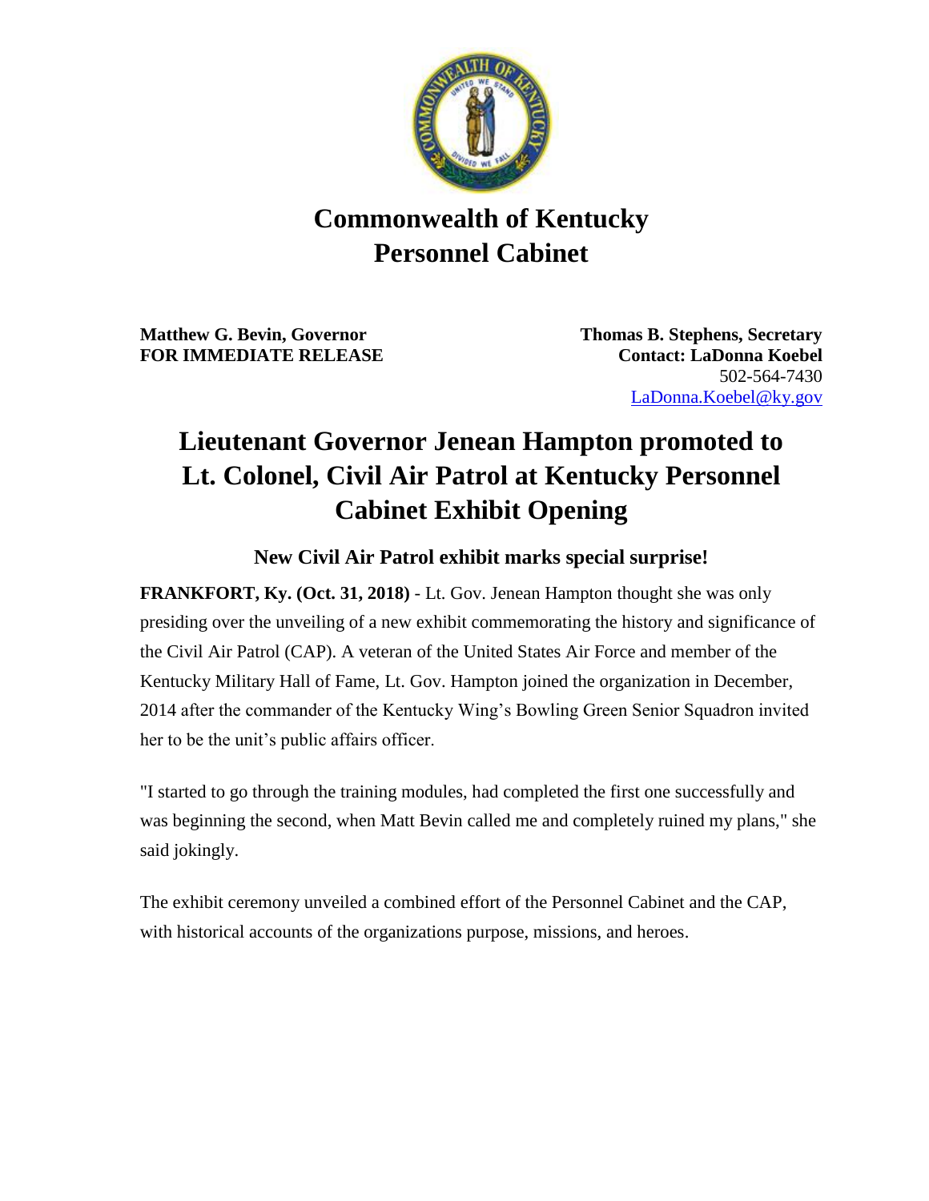# Commonwealth of Kentucky
# Personnel Cabinet

**Matthew G. Bevin, Governor**
**FOR IMMEDIATE RELEASE**

**Thomas B. Stephens, Secretary**
**Contact: LaDonna Koebel**
502-564-7430
LaDonna.Koebel@ky.gov

# Lieutenant Governor Jenean Hampton promoted to Lt. Colonel, Civil Air Patrol at Kentucky Personnel Cabinet Exhibit Opening

### New Civil Air Patrol exhibit marks special surprise!

**FRANKFORT, Ky. (Oct. 31, 2018)** - Lt. Gov. Jenean Hampton thought she was only presiding over the unveiling of a new exhibit commemorating the history and significance of the Civil Air Patrol (CAP). A veteran of the United States Air Force and member of the Kentucky Military Hall of Fame, Lt. Gov. Hampton joined the organization in December, 2014 after the commander of the Kentucky Wing's Bowling Green Senior Squadron invited her to be the unit's public affairs officer.

"I started to go through the training modules, had completed the first one successfully and was beginning the second, when Matt Bevin called me and completely ruined my plans," she said jokingly.

The exhibit ceremony unveiled a combined effort of the Personnel Cabinet and the CAP, with historical accounts of the organizations purpose, missions, and heroes.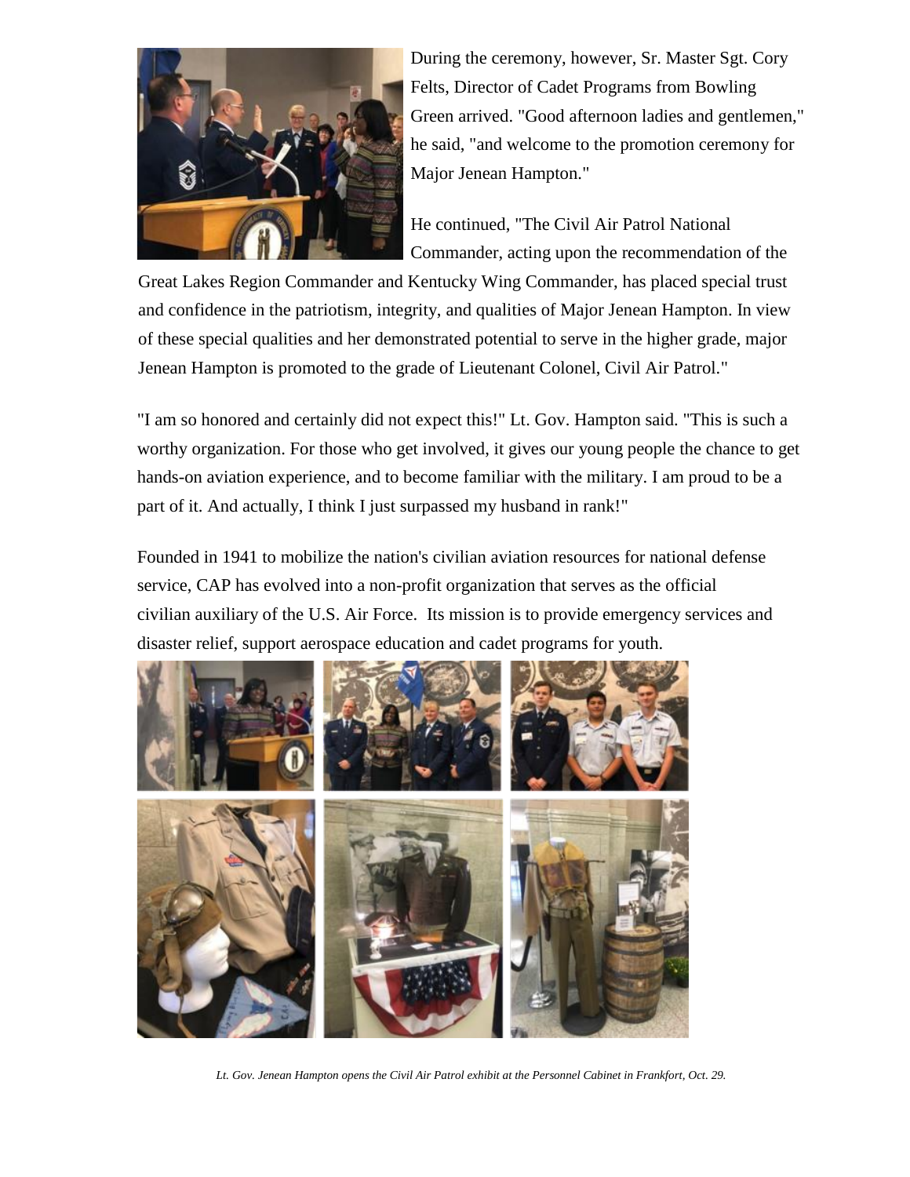During the ceremony, however, Sr. Master Sgt. Cory Felts, Director of Cadet Programs from Bowling Green arrived. "Good afternoon ladies and gentlemen," he said, "and welcome to the promotion ceremony for Major Jenean Hampton."

He continued, "The Civil Air Patrol National Commander, acting upon the recommendation of the Great Lakes Region Commander and Kentucky Wing Commander, has placed special trust and confidence in the patriotism, integrity, and qualities of Major Jenean Hampton. In view of these special qualities and her demonstrated potential to serve in the higher grade, major Jenean Hampton is promoted to the grade of Lieutenant Colonel, Civil Air Patrol."

"I am so honored and certainly did not expect this!" Lt. Gov. Hampton said. "This is such a worthy organization. For those who get involved, it gives our young people the chance to get hands-on aviation experience, and to become familiar with the military. I am proud to be a part of it. And actually, I think I just surpassed my husband in rank!"

Founded in 1941 to mobilize the nation's civilian aviation resources for national defense service, CAP has evolved into a non-profit organization that serves as the official civilian auxiliary of the U.S. Air Force. Its mission is to provide emergency services and disaster relief, support aerospace education and cadet programs for youth.

*Lt. Gov. Jenean Hampton opens the Civil Air Patrol exhibit at the Personnel Cabinet in Frankfort, Oct. 29.*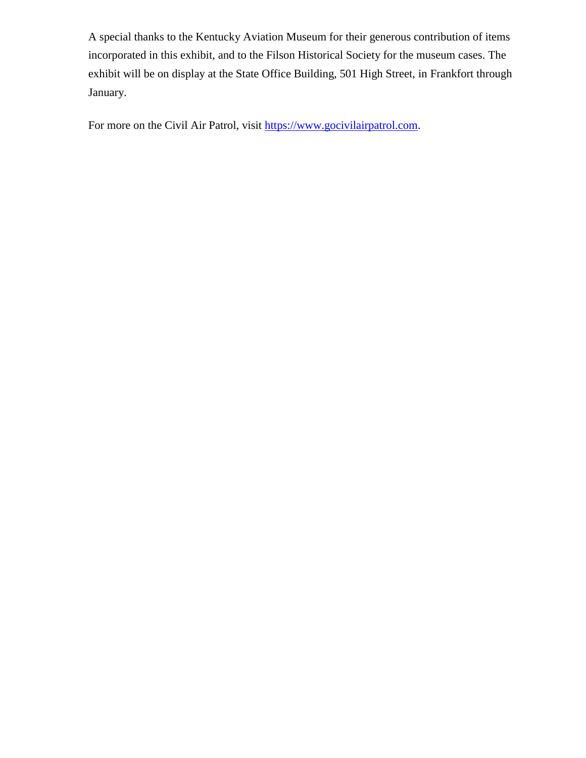A special thanks to the Kentucky Aviation Museum for their generous contribution of items incorporated in this exhibit, and to the Filson Historical Society for the museum cases. The exhibit will be on display at the State Office Building, 501 High Street, in Frankfort through January.

For more on the Civil Air Patrol, visit [https://www.gocivilairpatrol.com](https://www.gocivilairpatrol.com).